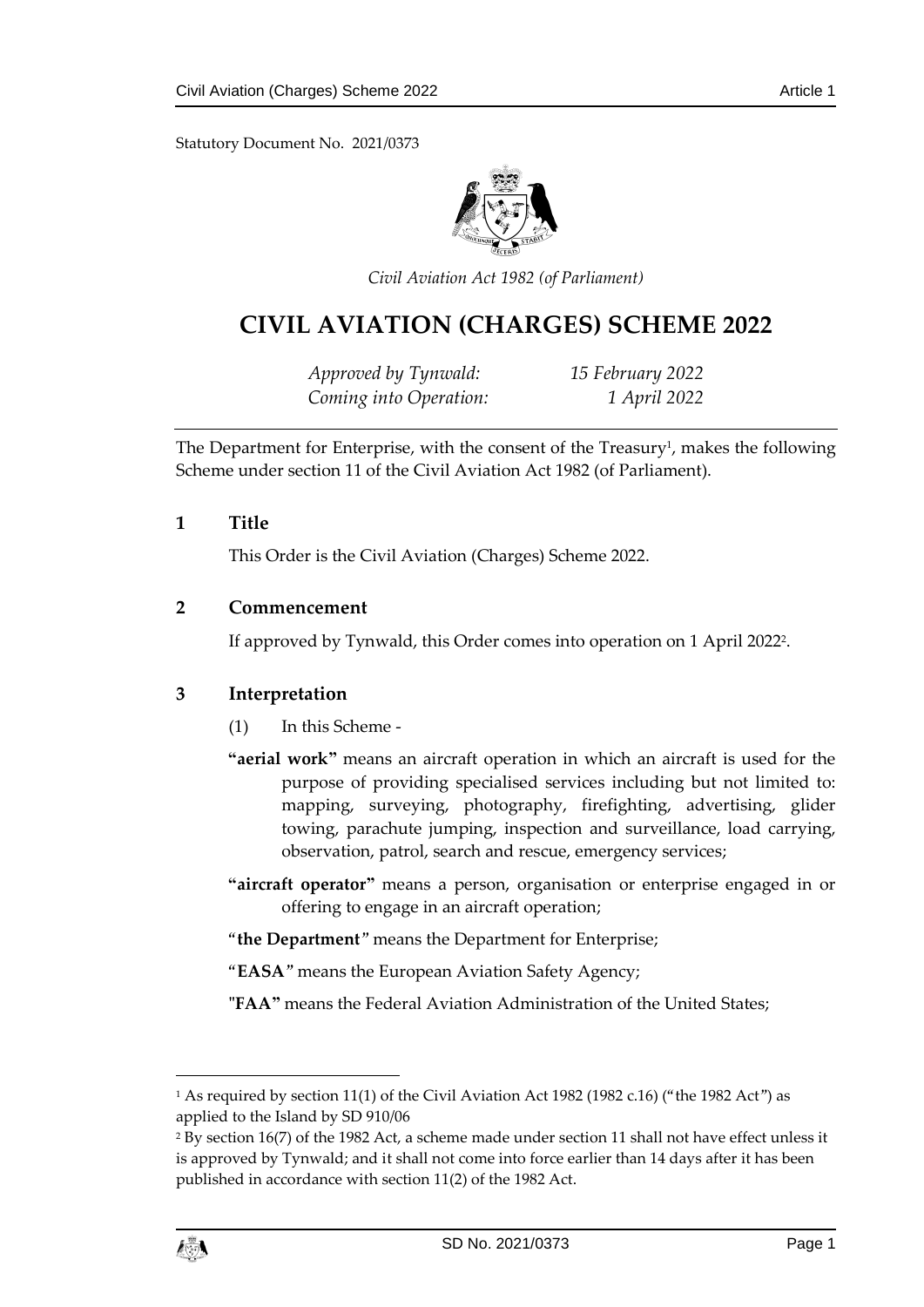Statutory Document No. 2021/0373

*Civil Aviation Act 1982 (of Parliament)*

# CIVIL AVIATION (CHARGES) SCHEME 2022

*Approved by Tynwald:* *15 February 2022*
*Coming into Operation:* *1 April 2022*

The Department for Enterprise, with the consent of the Treasury[1], makes the following Scheme under section 11 of the Civil Aviation Act 1982 (of Parliament).

## 1 Title

This Order is the Civil Aviation (Charges) Scheme 2022.

## 2 Commencement

If approved by Tynwald, this Order comes into operation on 1 April 2022[2].

## 3 Interpretation

(1) In this Scheme -

**"aerial work"** means an aircraft operation in which an aircraft is used for the purpose of providing specialised services including but not limited to: mapping, surveying, photography, firefighting, advertising, glider towing, parachute jumping, inspection and surveillance, load carrying, observation, patrol, search and rescue, emergency services;

**"aircraft operator"** means a person, organisation or enterprise engaged in or offering to engage in an aircraft operation;

"**the Department**" means the Department for Enterprise;

"**EASA**" means the European Aviation Safety Agency;

"**FAA"** means the Federal Aviation Administration of the United States;

---

[1] As required by section 11(1) of the Civil Aviation Act 1982 (1982 c.16) ("the 1982 Act") as applied to the Island by SD 910/06

[2] By section 16(7) of the 1982 Act, a scheme made under section 11 shall not have effect unless it is approved by Tynwald; and it shall not come into force earlier than 14 days after it has been published in accordance with section 11(2) of the 1982 Act.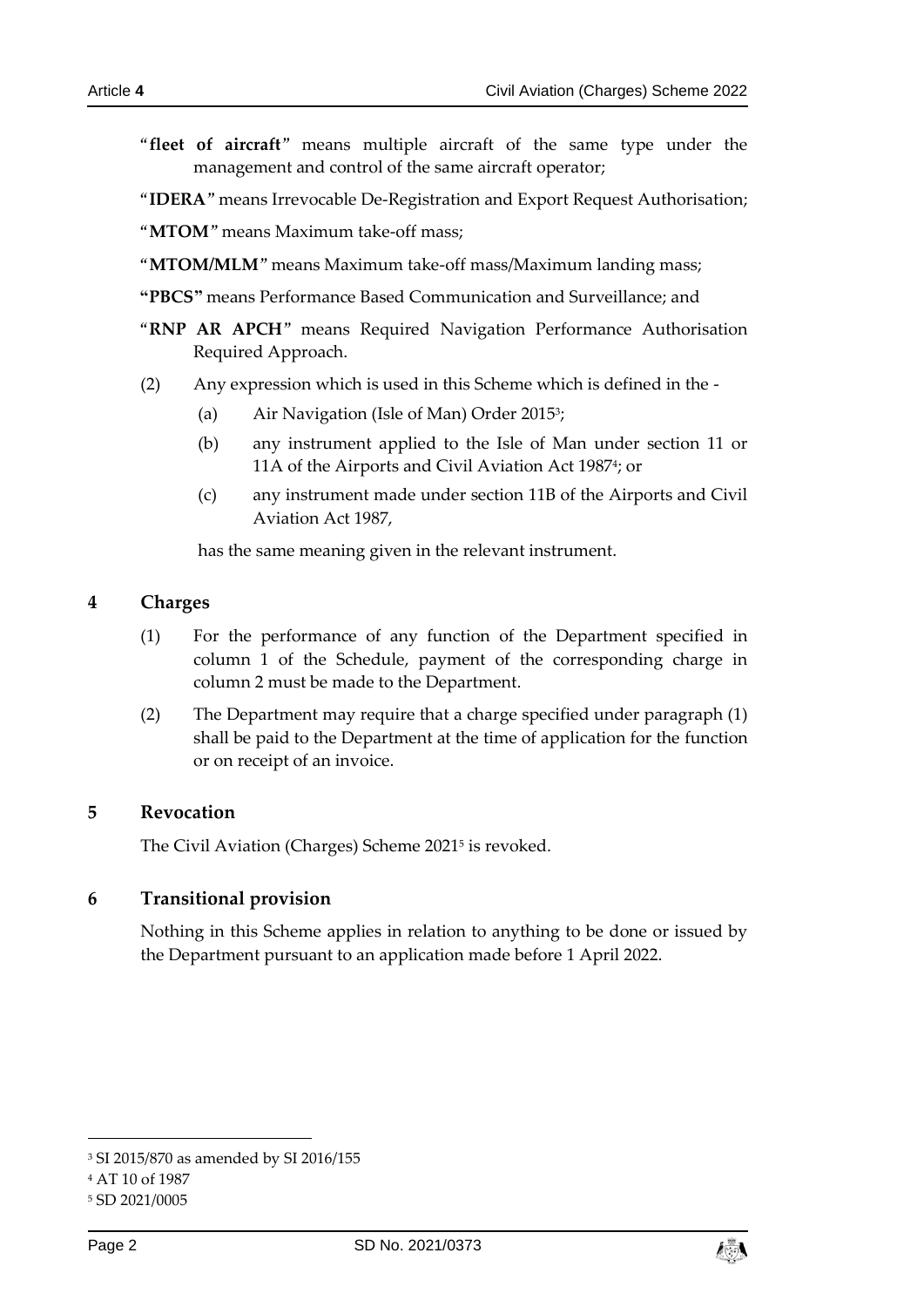"**fleet of aircraft**" means multiple aircraft of the same type under the management and control of the same aircraft operator;

"**IDERA**" means Irrevocable De-Registration and Export Request Authorisation;

"**MTOM**" means Maximum take-off mass;

"**MTOM/MLM**" means Maximum take-off mass/Maximum landing mass;

**"PBCS"** means Performance Based Communication and Surveillance; and

"**RNP AR APCH**" means Required Navigation Performance Authorisation Required Approach.

(2) Any expression which is used in this Scheme which is defined in the -

(a) Air Navigation (Isle of Man) Order 2015[3];

(b) any instrument applied to the Isle of Man under section 11 or 11A of the Airports and Civil Aviation Act 1987[4]; or

(c) any instrument made under section 11B of the Airports and Civil Aviation Act 1987,

has the same meaning given in the relevant instrument.

## 4 Charges

(1) For the performance of any function of the Department specified in column 1 of the Schedule, payment of the corresponding charge in column 2 must be made to the Department.

(2) The Department may require that a charge specified under paragraph (1) shall be paid to the Department at the time of application for the function or on receipt of an invoice.

## 5 Revocation

The Civil Aviation (Charges) Scheme 2021[5] is revoked.

## 6 Transitional provision

Nothing in this Scheme applies in relation to anything to be done or issued by the Department pursuant to an application made before 1 April 2022.

---

[3] SI 2015/870 as amended by SI 2016/155

[4] AT 10 of 1987

[5] SD 2021/0005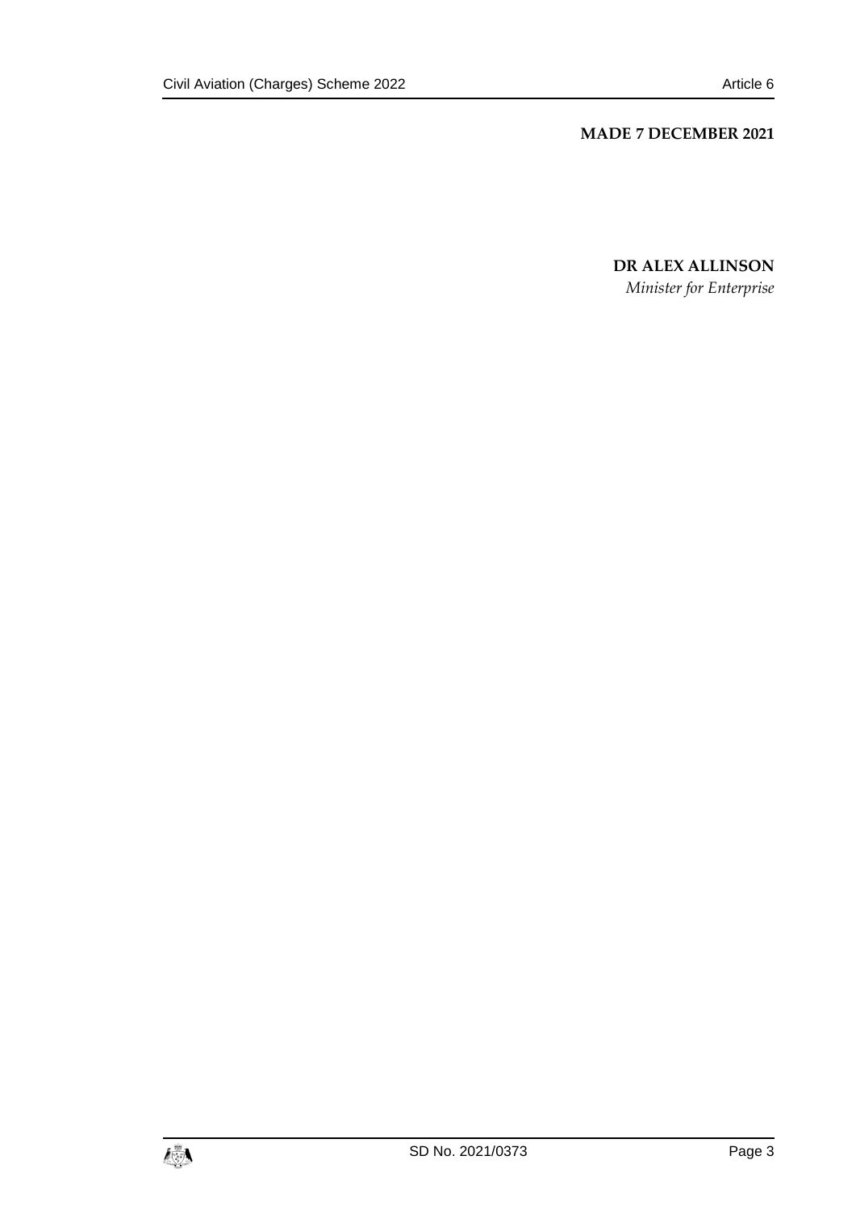**MADE 7 DECEMBER 2021**

**DR ALEX ALLINSON**

*Minister for Enterprise*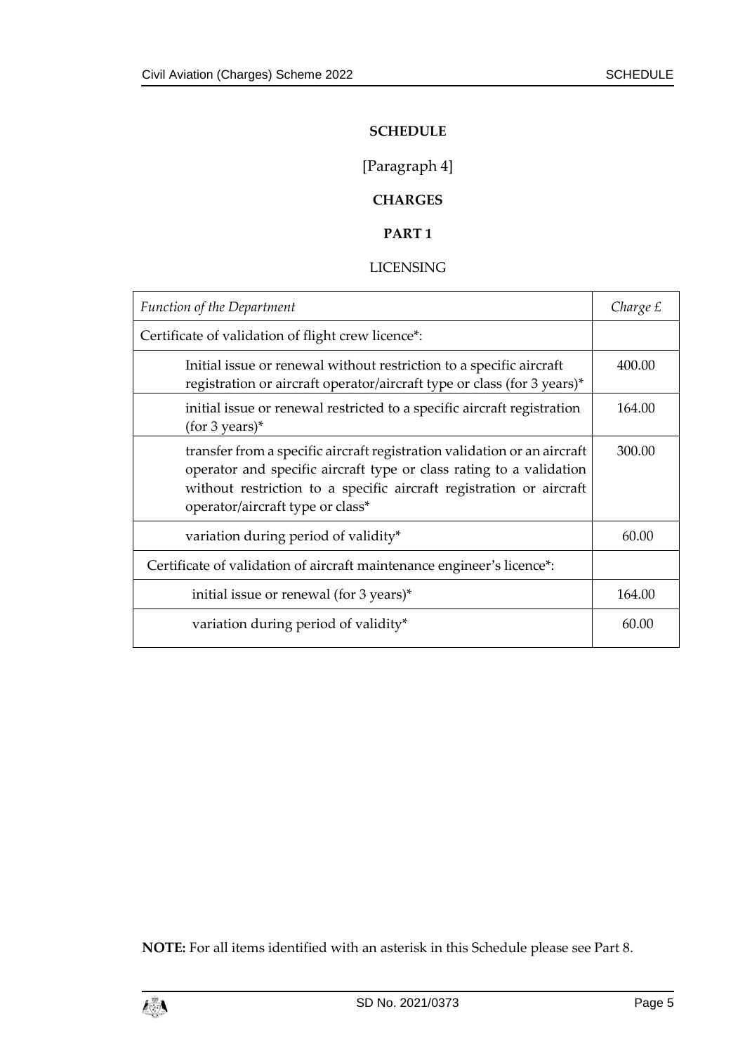# SCHEDULE

[Paragraph 4]

## CHARGES

### PART 1

LICENSING

| *Function of the Department* | *Charge £* |
|---|---|
| Certificate of validation of flight crew licence*: | |
| Initial issue or renewal without restriction to a specific aircraft registration or aircraft operator/aircraft type or class (for 3 years)* | 400.00 |
| initial issue or renewal restricted to a specific aircraft registration (for 3 years)* | 164.00 |
| transfer from a specific aircraft registration validation or an aircraft operator and specific aircraft type or class rating to a validation without restriction to a specific aircraft registration or aircraft operator/aircraft type or class* | 300.00 |
| variation during period of validity* | 60.00 |
| Certificate of validation of aircraft maintenance engineer's licence*: | |
| initial issue or renewal (for 3 years)* | 164.00 |
| variation during period of validity* | 60.00 |

**NOTE:** For all items identified with an asterisk in this Schedule please see Part 8.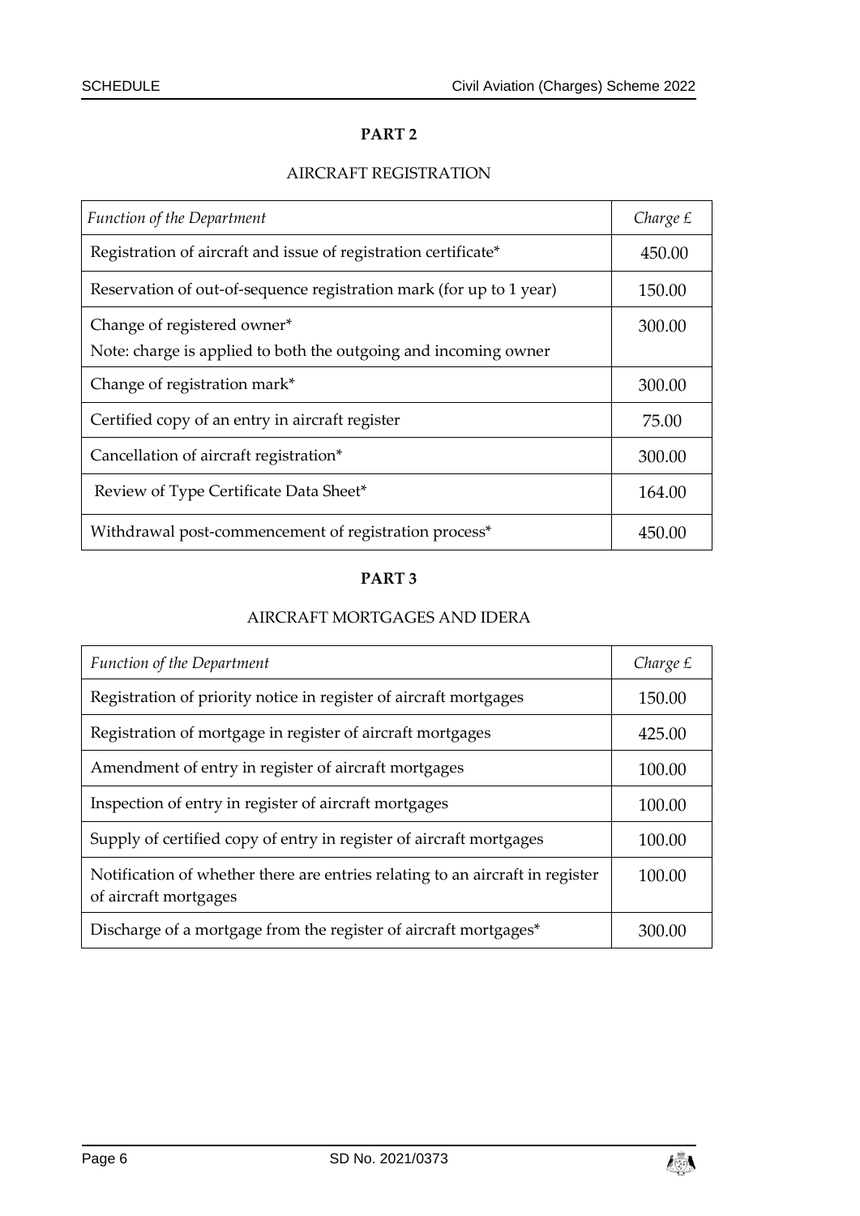## PART 2

### AIRCRAFT REGISTRATION

| *Function of the Department* | *Charge £* |
| --- | --- |
| Registration of aircraft and issue of registration certificate* | 450.00 |
| Reservation of out-of-sequence registration mark (for up to 1 year) | 150.00 |
| Change of registered owner*<br>Note: charge is applied to both the outgoing and incoming owner | 300.00 |
| Change of registration mark* | 300.00 |
| Certified copy of an entry in aircraft register | 75.00 |
| Cancellation of aircraft registration* | 300.00 |
| Review of Type Certificate Data Sheet* | 164.00 |
| Withdrawal post-commencement of registration process* | 450.00 |

## PART 3

### AIRCRAFT MORTGAGES AND IDERA

| *Function of the Department* | *Charge £* |
| --- | --- |
| Registration of priority notice in register of aircraft mortgages | 150.00 |
| Registration of mortgage in register of aircraft mortgages | 425.00 |
| Amendment of entry in register of aircraft mortgages | 100.00 |
| Inspection of entry in register of aircraft mortgages | 100.00 |
| Supply of certified copy of entry in register of aircraft mortgages | 100.00 |
| Notification of whether there are entries relating to an aircraft in register of aircraft mortgages | 100.00 |
| Discharge of a mortgage from the register of aircraft mortgages* | 300.00 |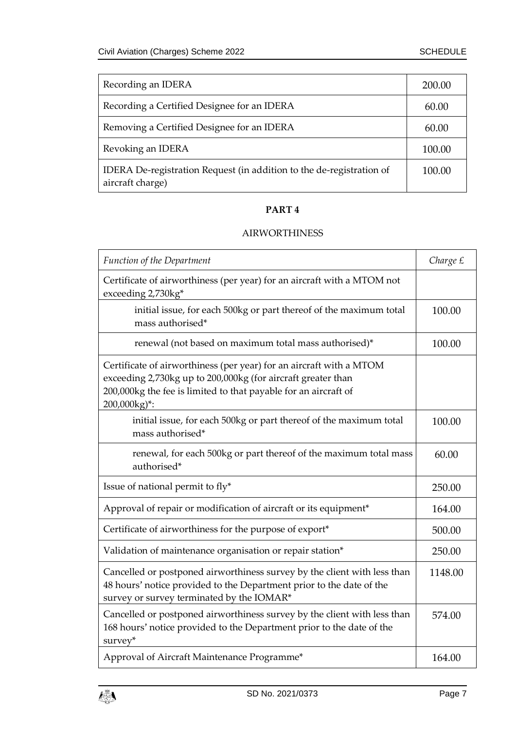| | |
|---|---|
| Recording an IDERA | 200.00 |
| Recording a Certified Designee for an IDERA | 60.00 |
| Removing a Certified Designee for an IDERA | 60.00 |
| Revoking an IDERA | 100.00 |
| IDERA De-registration Request (in addition to the de-registration of aircraft charge) | 100.00 |

**PART 4**

AIRWORTHINESS

| *Function of the Department* | *Charge £* |
|---|---|
| Certificate of airworthiness (per year) for an aircraft with a MTOM not exceeding 2,730kg* | |
| initial issue, for each 500kg or part thereof of the maximum total mass authorised* | 100.00 |
| renewal (not based on maximum total mass authorised)* | 100.00 |
| Certificate of airworthiness (per year) for an aircraft with a MTOM exceeding 2,730kg up to 200,000kg (for aircraft greater than 200,000kg the fee is limited to that payable for an aircraft of 200,000kg)*: | |
| initial issue, for each 500kg or part thereof of the maximum total mass authorised* | 100.00 |
| renewal, for each 500kg or part thereof of the maximum total mass authorised* | 60.00 |
| Issue of national permit to fly* | 250.00 |
| Approval of repair or modification of aircraft or its equipment* | 164.00 |
| Certificate of airworthiness for the purpose of export* | 500.00 |
| Validation of maintenance organisation or repair station* | 250.00 |
| Cancelled or postponed airworthiness survey by the client with less than 48 hours' notice provided to the Department prior to the date of the survey or survey terminated by the IOMAR* | 1148.00 |
| Cancelled or postponed airworthiness survey by the client with less than 168 hours' notice provided to the Department prior to the date of the survey* | 574.00 |
| Approval of Aircraft Maintenance Programme* | 164.00 |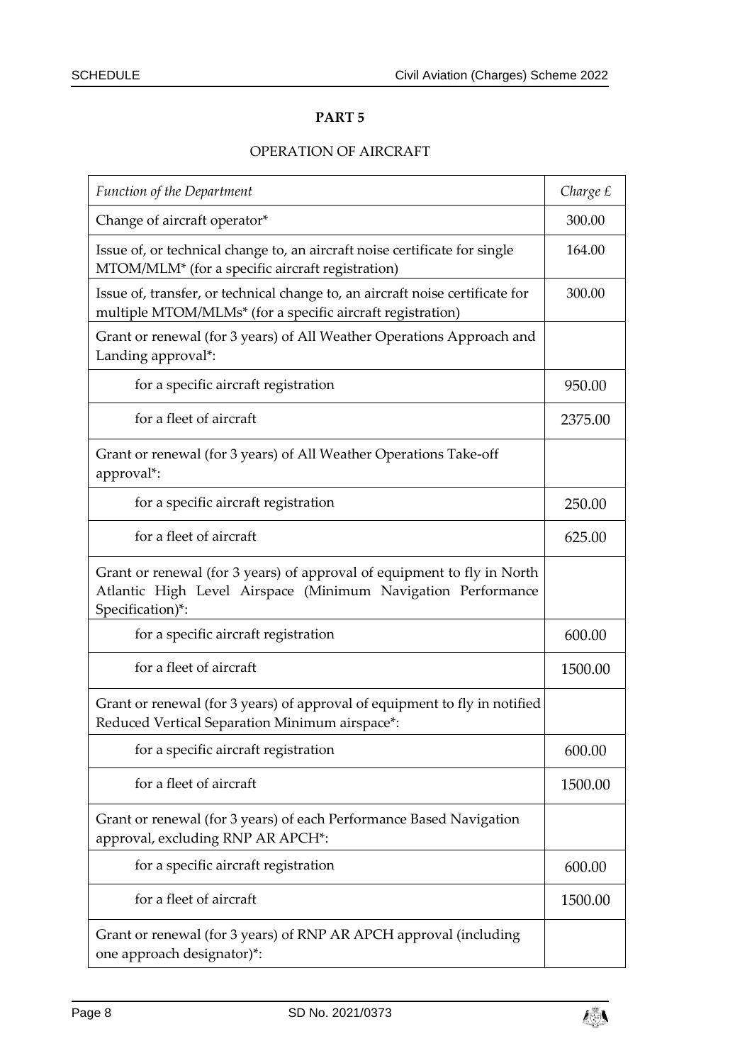## PART 5

OPERATION OF AIRCRAFT

| *Function of the Department* | *Charge £* |
|---|---|
| Change of aircraft operator* | 300.00 |
| Issue of, or technical change to, an aircraft noise certificate for single MTOM/MLM* (for a specific aircraft registration) | 164.00 |
| Issue of, transfer, or technical change to, an aircraft noise certificate for multiple MTOM/MLMs* (for a specific aircraft registration) | 300.00 |
| Grant or renewal (for 3 years) of All Weather Operations Approach and Landing approval*: | |
| for a specific aircraft registration | 950.00 |
| for a fleet of aircraft | 2375.00 |
| Grant or renewal (for 3 years) of All Weather Operations Take-off approval*: | |
| for a specific aircraft registration | 250.00 |
| for a fleet of aircraft | 625.00 |
| Grant or renewal (for 3 years) of approval of equipment to fly in North Atlantic High Level Airspace (Minimum Navigation Performance Specification)*: | |
| for a specific aircraft registration | 600.00 |
| for a fleet of aircraft | 1500.00 |
| Grant or renewal (for 3 years) of approval of equipment to fly in notified Reduced Vertical Separation Minimum airspace*: | |
| for a specific aircraft registration | 600.00 |
| for a fleet of aircraft | 1500.00 |
| Grant or renewal (for 3 years) of each Performance Based Navigation approval, excluding RNP AR APCH*: | |
| for a specific aircraft registration | 600.00 |
| for a fleet of aircraft | 1500.00 |
| Grant or renewal (for 3 years) of RNP AR APCH approval (including one approach designator)*: | |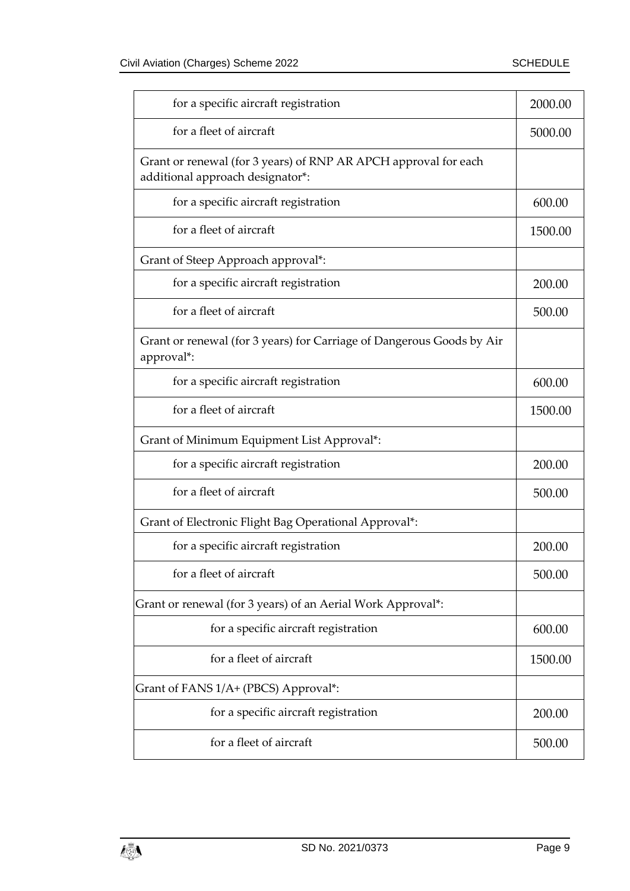| | |
|---|---|
| for a specific aircraft registration | 2000.00 |
| for a fleet of aircraft | 5000.00 |
| Grant or renewal (for 3 years) of RNP AR APCH approval for each additional approach designator*: | |
| for a specific aircraft registration | 600.00 |
| for a fleet of aircraft | 1500.00 |
| Grant of Steep Approach approval*: | |
| for a specific aircraft registration | 200.00 |
| for a fleet of aircraft | 500.00 |
| Grant or renewal (for 3 years) for Carriage of Dangerous Goods by Air approval*: | |
| for a specific aircraft registration | 600.00 |
| for a fleet of aircraft | 1500.00 |
| Grant of Minimum Equipment List Approval*: | |
| for a specific aircraft registration | 200.00 |
| for a fleet of aircraft | 500.00 |
| Grant of Electronic Flight Bag Operational Approval*: | |
| for a specific aircraft registration | 200.00 |
| for a fleet of aircraft | 500.00 |
| Grant or renewal (for 3 years) of an Aerial Work Approval*: | |
| for a specific aircraft registration | 600.00 |
| for a fleet of aircraft | 1500.00 |
| Grant of FANS 1/A+ (PBCS) Approval*: | |
| for a specific aircraft registration | 200.00 |
| for a fleet of aircraft | 500.00 |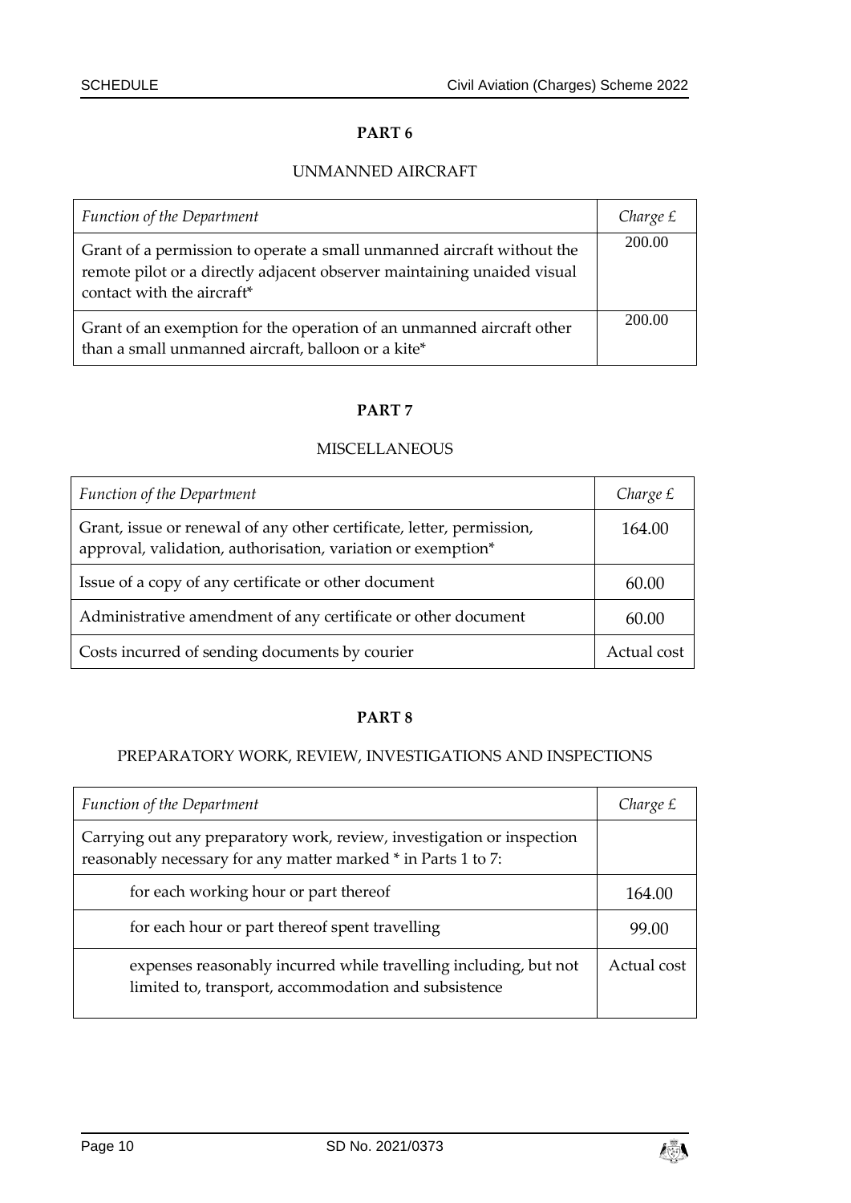## PART 6

### UNMANNED AIRCRAFT

| *Function of the Department* | *Charge £* |
|---|---|
| Grant of a permission to operate a small unmanned aircraft without the remote pilot or a directly adjacent observer maintaining unaided visual contact with the aircraft* | 200.00 |
| Grant of an exemption for the operation of an unmanned aircraft other than a small unmanned aircraft, balloon or a kite* | 200.00 |

## PART 7

### MISCELLANEOUS

| *Function of the Department* | *Charge £* |
|---|---|
| Grant, issue or renewal of any other certificate, letter, permission, approval, validation, authorisation, variation or exemption* | 164.00 |
| Issue of a copy of any certificate or other document | 60.00 |
| Administrative amendment of any certificate or other document | 60.00 |
| Costs incurred of sending documents by courier | Actual cost |

## PART 8

### PREPARATORY WORK, REVIEW, INVESTIGATIONS AND INSPECTIONS

| *Function of the Department* | *Charge £* |
|---|---|
| Carrying out any preparatory work, review, investigation or inspection reasonably necessary for any matter marked * in Parts 1 to 7: | |
| for each working hour or part thereof | 164.00 |
| for each hour or part thereof spent travelling | 99.00 |
| expenses reasonably incurred while travelling including, but not limited to, transport, accommodation and subsistence | Actual cost |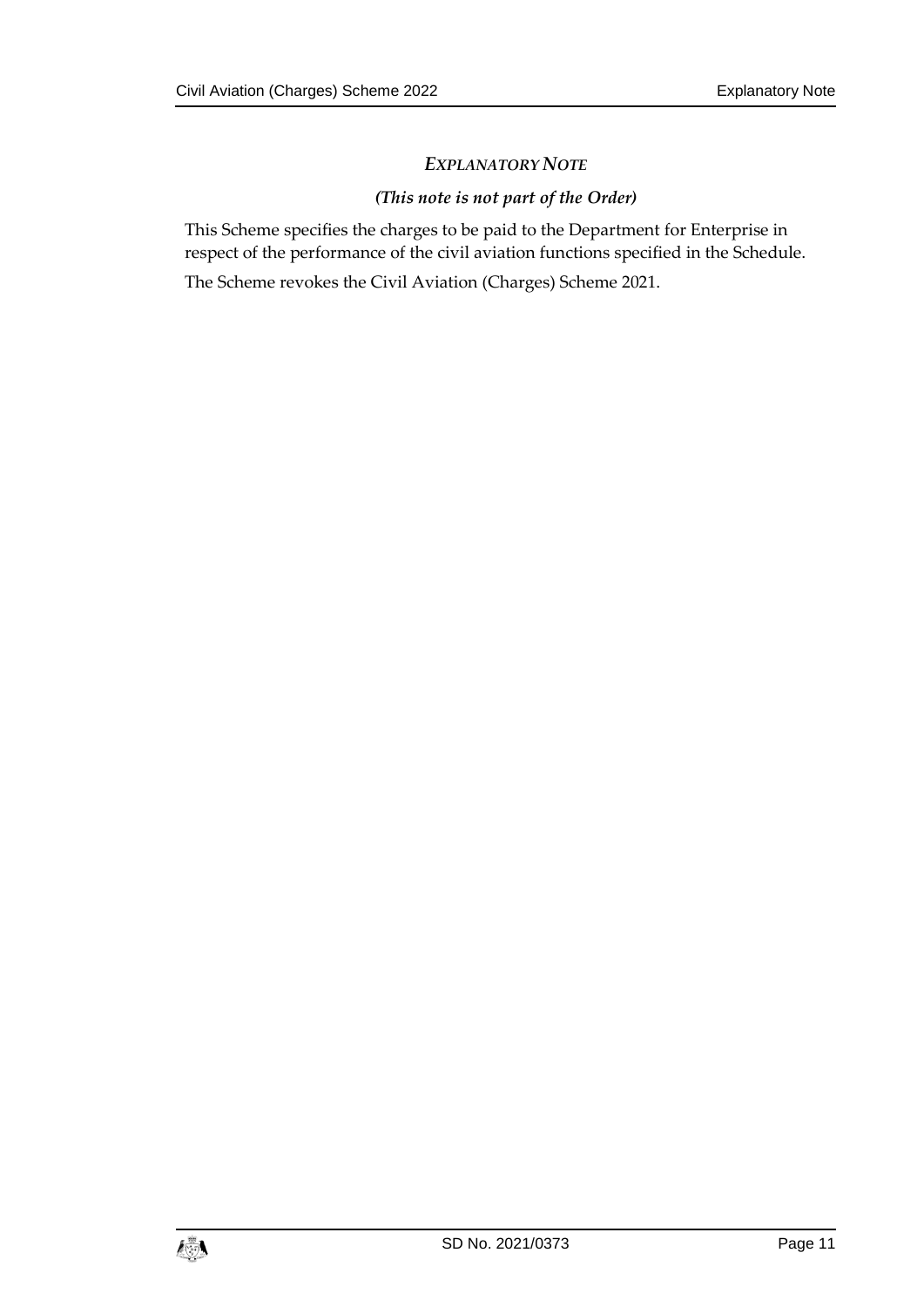## *EXPLANATORY NOTE*

***(This note is not part of the Order)***

This Scheme specifies the charges to be paid to the Department for Enterprise in respect of the performance of the civil aviation functions specified in the Schedule.

The Scheme revokes the Civil Aviation (Charges) Scheme 2021.